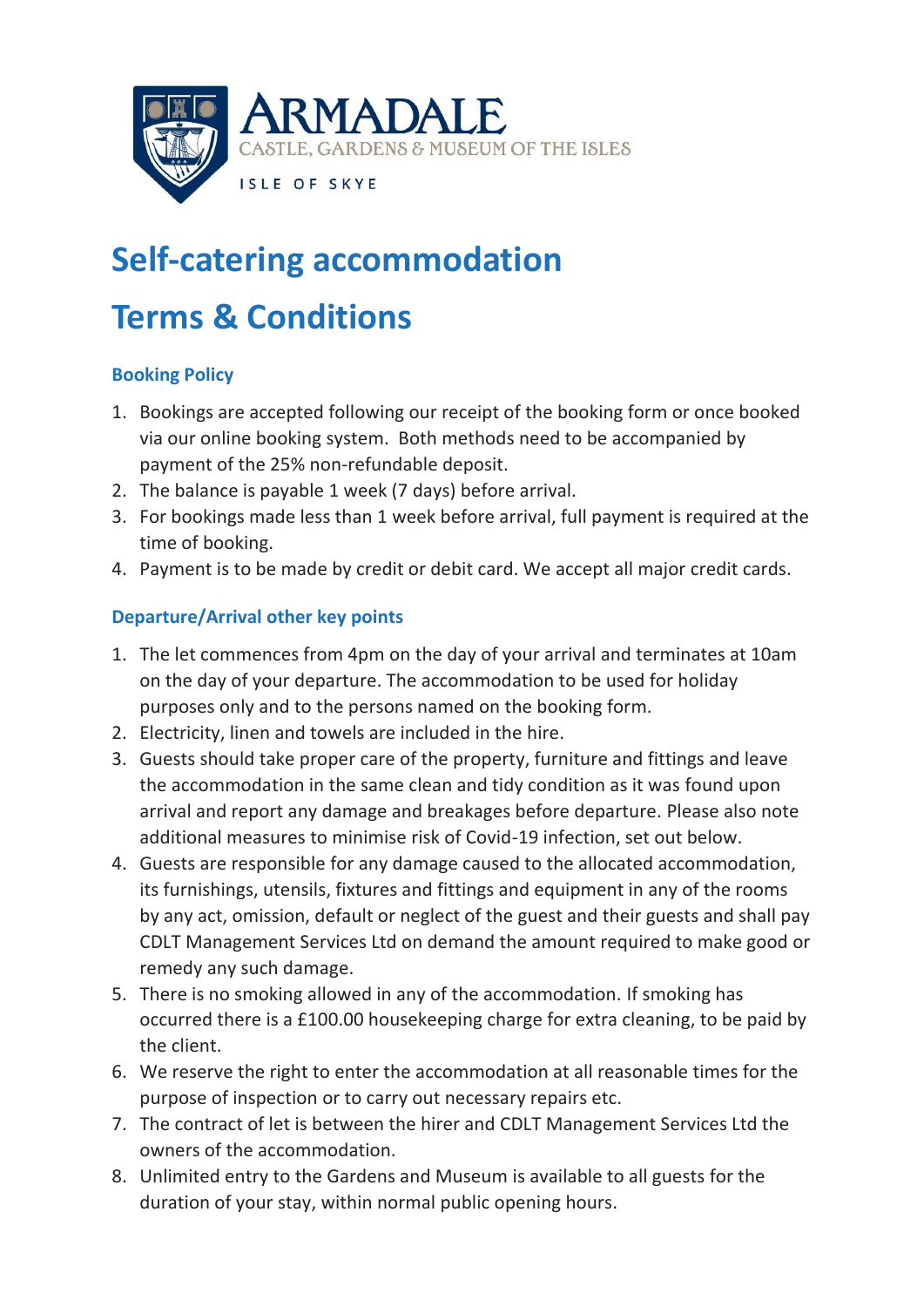ARMADALE
CASTLE, GARDENS & MUSEUM OF THE ISLES
ISLE OF SKYE

# Self-catering accommodation

# Terms & Conditions

### Booking Policy

1. Bookings are accepted following our receipt of the booking form or once booked via our online booking system. Both methods need to be accompanied by payment of the 25% non-refundable deposit.
2. The balance is payable 1 week (7 days) before arrival.
3. For bookings made less than 1 week before arrival, full payment is required at the time of booking.
4. Payment is to be made by credit or debit card. We accept all major credit cards.

### Departure/Arrival other key points

1. The let commences from 4pm on the day of your arrival and terminates at 10am on the day of your departure. The accommodation to be used for holiday purposes only and to the persons named on the booking form.
2. Electricity, linen and towels are included in the hire.
3. Guests should take proper care of the property, furniture and fittings and leave the accommodation in the same clean and tidy condition as it was found upon arrival and report any damage and breakages before departure. Please also note additional measures to minimise risk of Covid-19 infection, set out below.
4. Guests are responsible for any damage caused to the allocated accommodation, its furnishings, utensils, fixtures and fittings and equipment in any of the rooms by any act, omission, default or neglect of the guest and their guests and shall pay CDLT Management Services Ltd on demand the amount required to make good or remedy any such damage.
5. There is no smoking allowed in any of the accommodation. If smoking has occurred there is a £100.00 housekeeping charge for extra cleaning, to be paid by the client.
6. We reserve the right to enter the accommodation at all reasonable times for the purpose of inspection or to carry out necessary repairs etc.
7. The contract of let is between the hirer and CDLT Management Services Ltd the owners of the accommodation.
8. Unlimited entry to the Gardens and Museum is available to all guests for the duration of your stay, within normal public opening hours.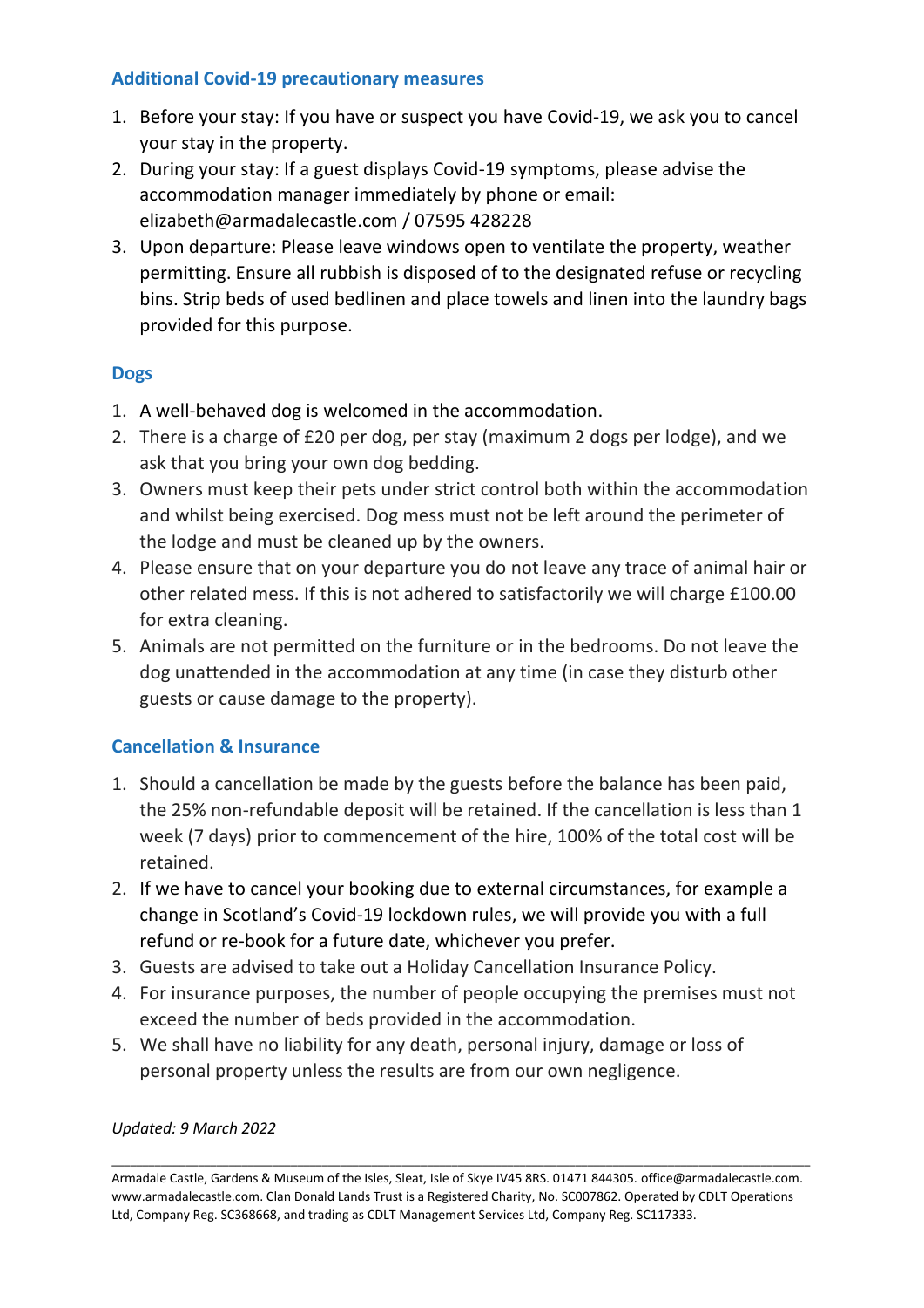## Additional Covid-19 precautionary measures

1. Before your stay: If you have or suspect you have Covid-19, we ask you to cancel your stay in the property.
2. During your stay: If a guest displays Covid-19 symptoms, please advise the accommodation manager immediately by phone or email: elizabeth@armadalecastle.com / 07595 428228
3. Upon departure: Please leave windows open to ventilate the property, weather permitting. Ensure all rubbish is disposed of to the designated refuse or recycling bins. Strip beds of used bedlinen and place towels and linen into the laundry bags provided for this purpose.

## Dogs

1. A well-behaved dog is welcomed in the accommodation.
2. There is a charge of £20 per dog, per stay (maximum 2 dogs per lodge), and we ask that you bring your own dog bedding.
3. Owners must keep their pets under strict control both within the accommodation and whilst being exercised. Dog mess must not be left around the perimeter of the lodge and must be cleaned up by the owners.
4. Please ensure that on your departure you do not leave any trace of animal hair or other related mess. If this is not adhered to satisfactorily we will charge £100.00 for extra cleaning.
5. Animals are not permitted on the furniture or in the bedrooms. Do not leave the dog unattended in the accommodation at any time (in case they disturb other guests or cause damage to the property).

## Cancellation & Insurance

1. Should a cancellation be made by the guests before the balance has been paid, the 25% non-refundable deposit will be retained. If the cancellation is less than 1 week (7 days) prior to commencement of the hire, 100% of the total cost will be retained.
2. If we have to cancel your booking due to external circumstances, for example a change in Scotland's Covid-19 lockdown rules, we will provide you with a full refund or re-book for a future date, whichever you prefer.
3. Guests are advised to take out a Holiday Cancellation Insurance Policy.
4. For insurance purposes, the number of people occupying the premises must not exceed the number of beds provided in the accommodation.
5. We shall have no liability for any death, personal injury, damage or loss of personal property unless the results are from our own negligence.

*Updated: 9 March 2022*

Armadale Castle, Gardens & Museum of the Isles, Sleat, Isle of Skye IV45 8RS. 01471 844305. office@armadalecastle.com. www.armadalecastle.com. Clan Donald Lands Trust is a Registered Charity, No. SC007862. Operated by CDLT Operations Ltd, Company Reg. SC368668, and trading as CDLT Management Services Ltd, Company Reg. SC117333.